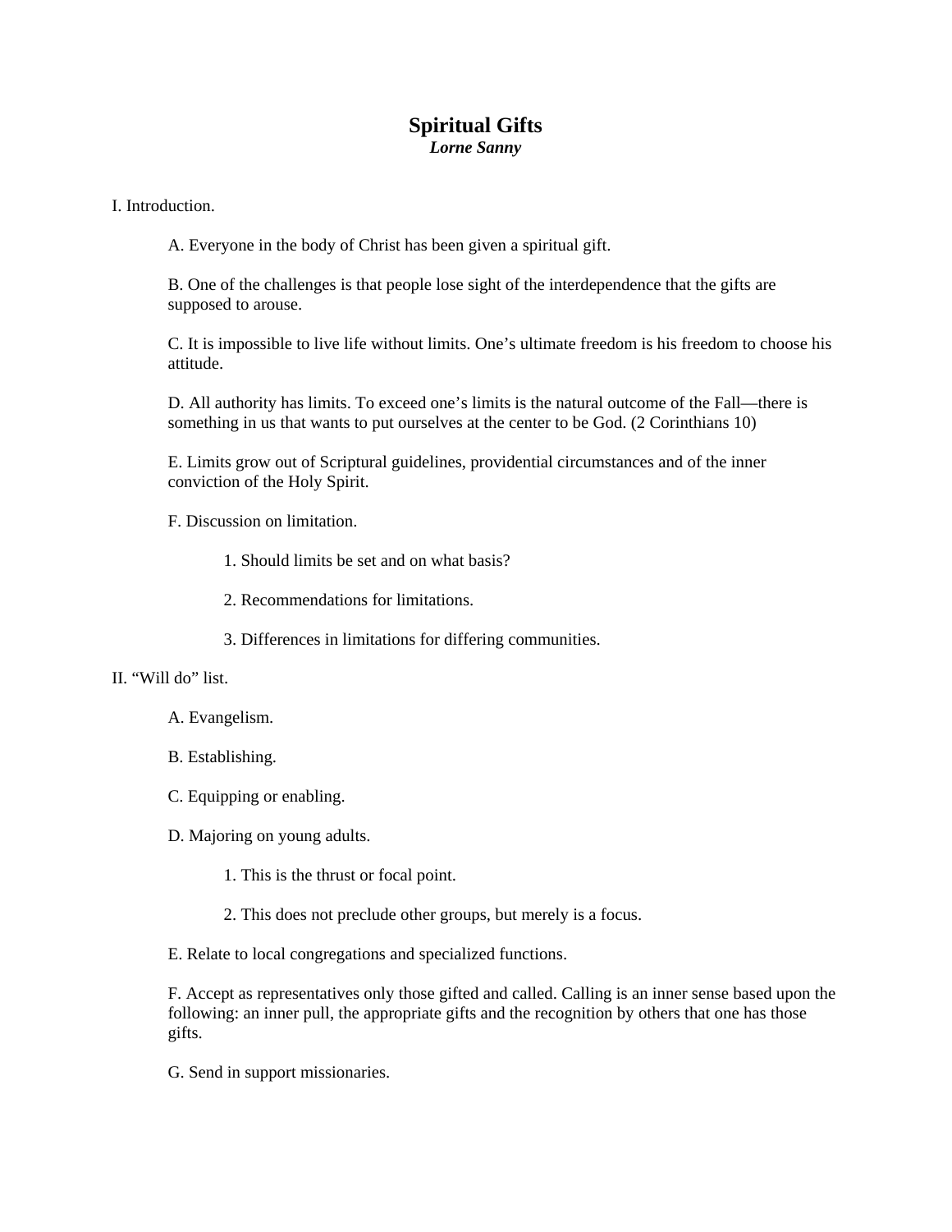# Spiritual Gifts

***Lorne Sanny***

I. Introduction.

A. Everyone in the body of Christ has been given a spiritual gift.

B. One of the challenges is that people lose sight of the interdependence that the gifts are supposed to arouse.

C. It is impossible to live life without limits. One's ultimate freedom is his freedom to choose his attitude.

D. All authority has limits. To exceed one's limits is the natural outcome of the Fall—there is something in us that wants to put ourselves at the center to be God. (2 Corinthians 10)

E. Limits grow out of Scriptural guidelines, providential circumstances and of the inner conviction of the Holy Spirit.

F. Discussion on limitation.

1. Should limits be set and on what basis?

2. Recommendations for limitations.

3. Differences in limitations for differing communities.

II. "Will do" list.

A. Evangelism.

B. Establishing.

C. Equipping or enabling.

D. Majoring on young adults.

1. This is the thrust or focal point.

2. This does not preclude other groups, but merely is a focus.

E. Relate to local congregations and specialized functions.

F. Accept as representatives only those gifted and called. Calling is an inner sense based upon the following: an inner pull, the appropriate gifts and the recognition by others that one has those gifts.

G. Send in support missionaries.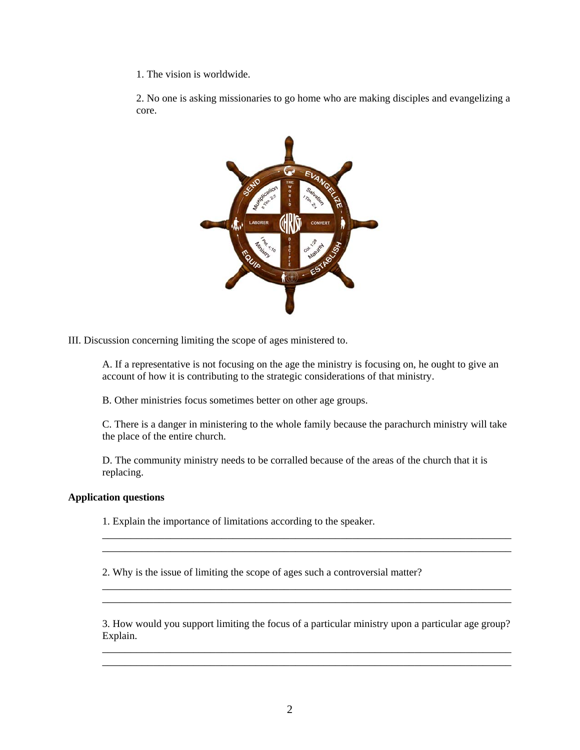1. The vision is worldwide.

2. No one is asking missionaries to go home who are making disciples and evangelizing a core.

III. Discussion concerning limiting the scope of ages ministered to.

A. If a representative is not focusing on the age the ministry is focusing on, he ought to give an account of how it is contributing to the strategic considerations of that ministry.

B. Other ministries focus sometimes better on other age groups.

C. There is a danger in ministering to the whole family because the parachurch ministry will take the place of the entire church.

D. The community ministry needs to be corralled because of the areas of the church that it is replacing.

**Application questions**

1. Explain the importance of limitations according to the speaker.

2. Why is the issue of limiting the scope of ages such a controversial matter?

3. How would you support limiting the focus of a particular ministry upon a particular age group? Explain.